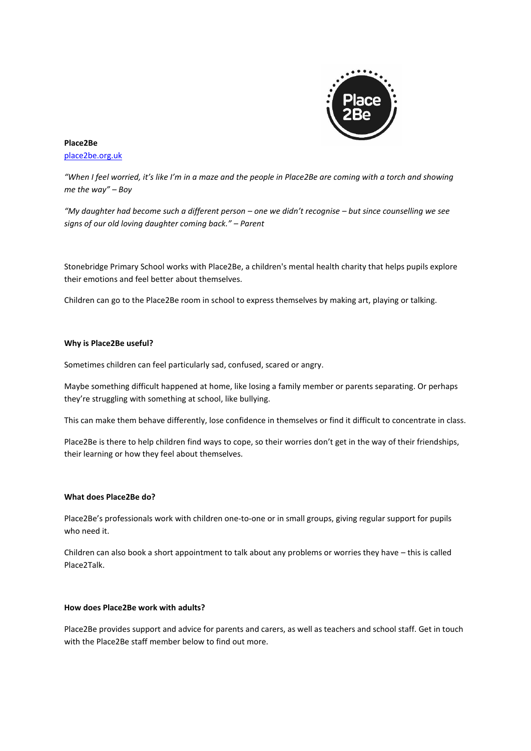**Place2Be**
place2be.org.uk

*"When I feel worried, it's like I'm in a maze and the people in Place2Be are coming with a torch and showing me the way" – Boy*

*"My daughter had become such a different person – one we didn't recognise – but since counselling we see signs of our old loving daughter coming back." – Parent*

Stonebridge Primary School works with Place2Be, a children's mental health charity that helps pupils explore their emotions and feel better about themselves.

Children can go to the Place2Be room in school to express themselves by making art, playing or talking.

**Why is Place2Be useful?**

Sometimes children can feel particularly sad, confused, scared or angry.

Maybe something difficult happened at home, like losing a family member or parents separating. Or perhaps they're struggling with something at school, like bullying.

This can make them behave differently, lose confidence in themselves or find it difficult to concentrate in class.

Place2Be is there to help children find ways to cope, so their worries don't get in the way of their friendships, their learning or how they feel about themselves.

**What does Place2Be do?**

Place2Be's professionals work with children one-to-one or in small groups, giving regular support for pupils who need it.

Children can also book a short appointment to talk about any problems or worries they have – this is called Place2Talk.

**How does Place2Be work with adults?**

Place2Be provides support and advice for parents and carers, as well as teachers and school staff. Get in touch with the Place2Be staff member below to find out more.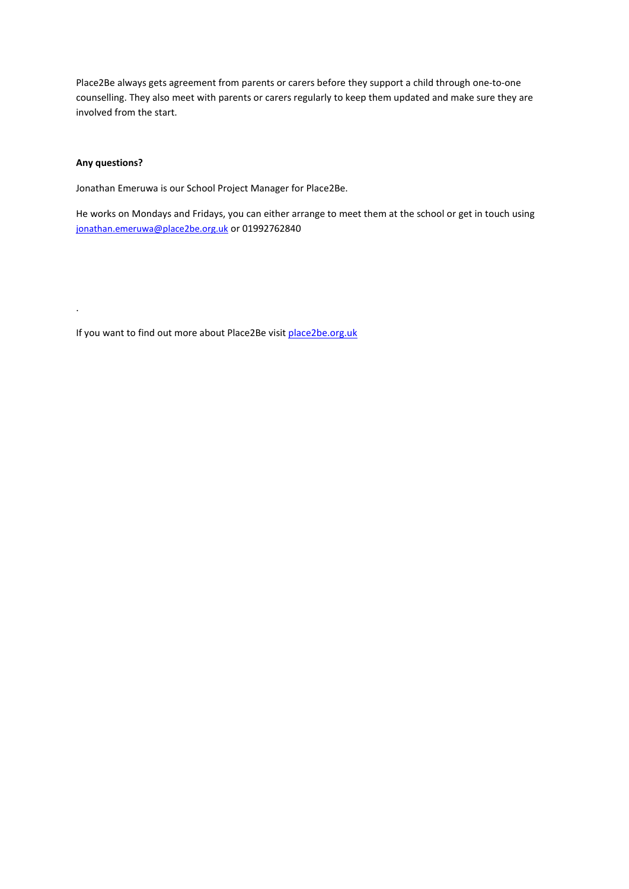Place2Be always gets agreement from parents or carers before they support a child through one-to-one counselling. They also meet with parents or carers regularly to keep them updated and make sure they are involved from the start.

**Any questions?**

Jonathan Emeruwa is our School Project Manager for Place2Be.

He works on Mondays and Fridays, you can either arrange to meet them at the school or get in touch using jonathan.emeruwa@place2be.org.uk or 01992762840

.

If you want to find out more about Place2Be visit place2be.org.uk